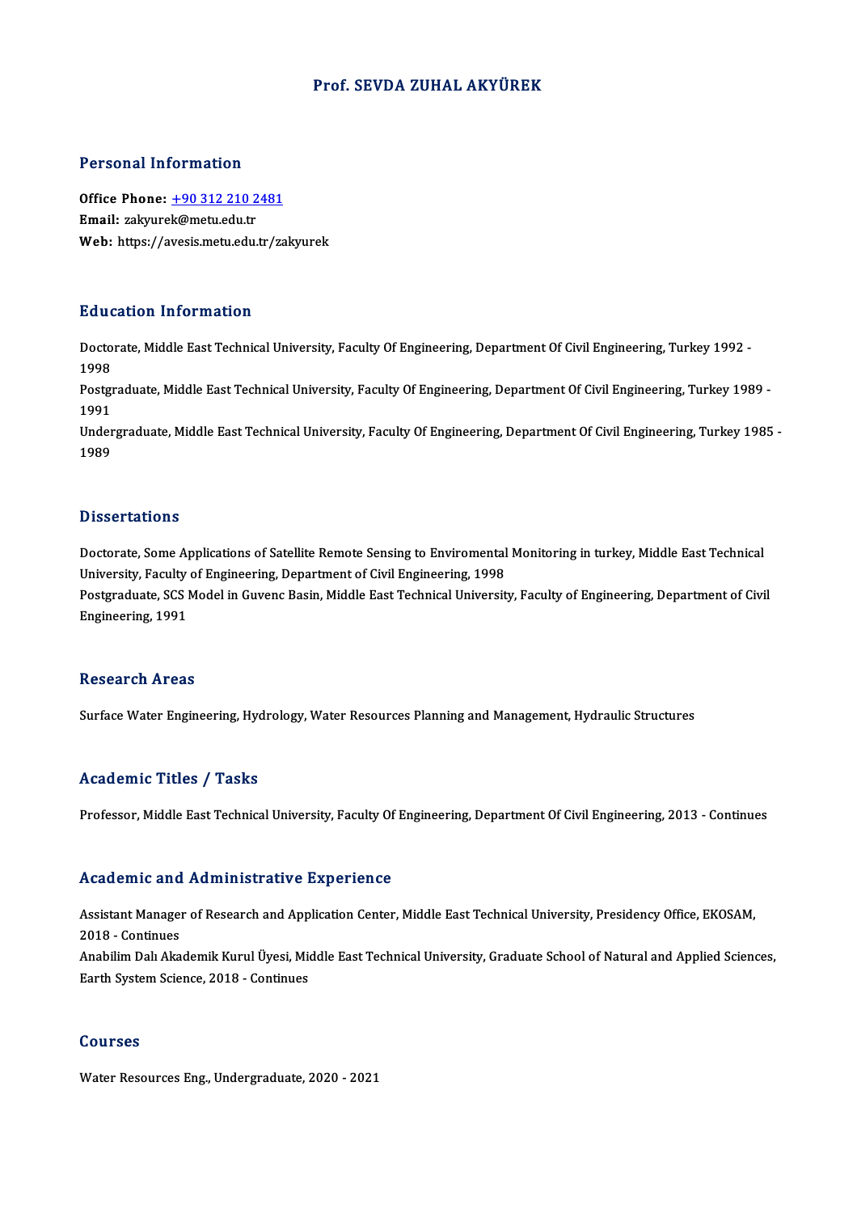# Prof. SEVDA ZUHAL AKYÜREK

## Personal Information

**Office Phone:** +90 312 210 2481
**Email:** zakyurek@metu.edu.tr
**Web:** https://avesis.metu.edu.tr/zakyurek

## Education Information

Doctorate, Middle East Technical University, Faculty Of Engineering, Department Of Civil Engineering, Turkey 1992 - 1998

Postgraduate, Middle East Technical University, Faculty Of Engineering, Department Of Civil Engineering, Turkey 1989 - 1991

Undergraduate, Middle East Technical University, Faculty Of Engineering, Department Of Civil Engineering, Turkey 1985 - 1989

## Dissertations

Doctorate, Some Applications of Satellite Remote Sensing to Enviromental Monitoring in turkey, Middle East Technical University, Faculty of Engineering, Department of Civil Engineering, 1998

Postgraduate, SCS Model in Guvenc Basin, Middle East Technical University, Faculty of Engineering, Department of Civil Engineering, 1991

## Research Areas

Surface Water Engineering, Hydrology, Water Resources Planning and Management, Hydraulic Structures

## Academic Titles / Tasks

Professor, Middle East Technical University, Faculty Of Engineering, Department Of Civil Engineering, 2013 - Continues

## Academic and Administrative Experience

Assistant Manager of Research and Application Center, Middle East Technical University, Presidency Office, EKOSAM, 2018 - Continues

Anabilim Dalı Akademik Kurul Üyesi, Middle East Technical University, Graduate School of Natural and Applied Sciences, Earth System Science, 2018 - Continues

## Courses

Water Resources Eng., Undergraduate, 2020 - 2021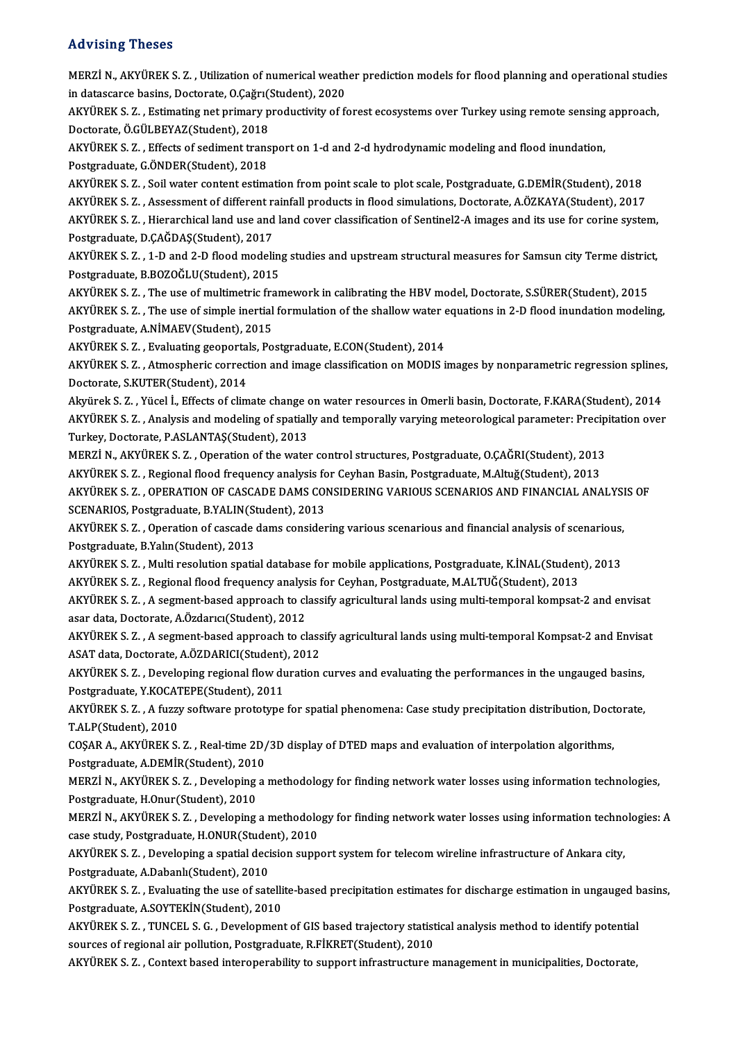## Advising Theses

MERZİ N., AKYÜREK S. Z. , Utilization of numerical weather prediction models for flood planning and operational studies in datascarce basins, Doctorate, O.Çağrı(Student), 2020

AKYÜREK S. Z. , Estimating net primary productivity of forest ecosystems over Turkey using remote sensing approach, Doctorate, Ö.GÜLBEYAZ(Student), 2018

AKYÜREK S. Z. , Effects of sediment transport on 1-d and 2-d hydrodynamic modeling and flood inundation, Postgraduate, G.ÖNDER(Student), 2018

AKYÜREK S. Z. , Soil water content estimation from point scale to plot scale, Postgraduate, G.DEMİR(Student), 2018

AKYÜREK S. Z. , Assessment of different rainfall products in flood simulations, Doctorate, A.ÖZKAYA(Student), 2017

AKYÜREK S. Z. , Hierarchical land use and land cover classification of Sentinel2-A images and its use for corine system, Postgraduate, D.ÇAĞDAŞ(Student), 2017

AKYÜREK S. Z. , 1-D and 2-D flood modeling studies and upstream structural measures for Samsun city Terme district, Postgraduate, B.BOZOĞLU(Student), 2015

AKYÜREK S. Z. , The use of multimetric framework in calibrating the HBV model, Doctorate, S.SÜRER(Student), 2015

AKYÜREK S. Z. , The use of simple inertial formulation of the shallow water equations in 2-D flood inundation modeling, Postgraduate, A.NİMAEV(Student), 2015

AKYÜREK S. Z. , Evaluating geoportals, Postgraduate, E.CON(Student), 2014

AKYÜREK S. Z. , Atmospheric correction and image classification on MODIS images by nonparametric regression splines, Doctorate, S.KUTER(Student), 2014

Akyürek S. Z. , Yücel İ., Effects of climate change on water resources in Omerli basin, Doctorate, F.KARA(Student), 2014

AKYÜREK S. Z. , Analysis and modeling of spatially and temporally varying meteorological parameter: Precipitation over Turkey, Doctorate, P.ASLANTAŞ(Student), 2013

MERZİ N., AKYÜREK S. Z. , Operation of the water control structures, Postgraduate, O.ÇAĞRI(Student), 2013

AKYÜREK S. Z. , Regional flood frequency analysis for Ceyhan Basin, Postgraduate, M.Altuğ(Student), 2013

AKYÜREK S. Z. , OPERATION OF CASCADE DAMS CONSIDERING VARIOUS SCENARIOS AND FINANCIAL ANALYSIS OF SCENARIOS, Postgraduate, B.YALIN(Student), 2013

AKYÜREK S. Z. , Operation of cascade dams considering various scenarious and financial analysis of scenarious, Postgraduate, B.Yalın(Student), 2013

AKYÜREK S. Z. , Multi resolution spatial database for mobile applications, Postgraduate, K.İNAL(Student), 2013

AKYÜREK S. Z. , Regional flood frequency analysis for Ceyhan, Postgraduate, M.ALTUĞ(Student), 2013

AKYÜREK S. Z. , A segment-based approach to classify agricultural lands using multi-temporal kompsat-2 and envisat asar data, Doctorate, A.Özdarıcı(Student), 2012

AKYÜREK S. Z. , A segment-based approach to classify agricultural lands using multi-temporal Kompsat-2 and Envisat ASAT data, Doctorate, A.ÖZDARICI(Student), 2012

AKYÜREK S. Z. , Developing regional flow duration curves and evaluating the performances in the ungauged basins, Postgraduate, Y.KOCATEPE(Student), 2011

AKYÜREK S. Z. , A fuzzy software prototype for spatial phenomena: Case study precipitation distribution, Doctorate, T.ALP(Student), 2010

COŞAR A., AKYÜREK S. Z. , Real-time 2D/3D display of DTED maps and evaluation of interpolation algorithms, Postgraduate, A.DEMİR(Student), 2010

MERZİ N., AKYÜREK S. Z. , Developing a methodology for finding network water losses using information technologies, Postgraduate, H.Onur(Student), 2010

MERZİ N., AKYÜREK S. Z. , Developing a methodology for finding network water losses using information technologies: A case study, Postgraduate, H.ONUR(Student), 2010

AKYÜREK S. Z. , Developing a spatial decision support system for telecom wireline infrastructure of Ankara city, Postgraduate, A.Dabanlı(Student), 2010

AKYÜREK S. Z. , Evaluating the use of satellite-based precipitation estimates for discharge estimation in ungauged basins, Postgraduate, A.SOYTEKİN(Student), 2010

AKYÜREK S. Z. , TUNCEL S. G. , Development of GIS based trajectory statistical analysis method to identify potential sources of regional air pollution, Postgraduate, R.FİKRET(Student), 2010

AKYÜREK S. Z. , Context based interoperability to support infrastructure management in municipalities, Doctorate,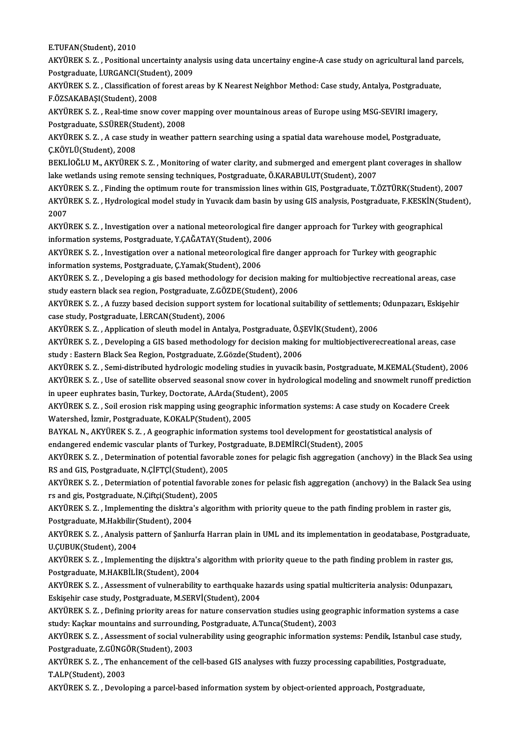E.TUFAN(Student), 2010

AKYÜREK S. Z. , Positional uncertainty analysis using data uncertainy engine-A case study on agricultural land parcels, Postgraduate, İ.URGANCI(Student), 2009

AKYÜREK S. Z. , Classification of forest areas by K Nearest Neighbor Method: Case study, Antalya, Postgraduate, F.ÖZSAKABAŞI(Student), 2008

AKYÜREK S. Z. , Real-time snow cover mapping over mountainous areas of Europe using MSG-SEVIRI imagery, Postgraduate, S.SÜRER(Student), 2008

AKYÜREK S. Z. , A case study in weather pattern searching using a spatial data warehouse model, Postgraduate, Ç.KÖYLÜ(Student), 2008

BEKLİOĞLU M., AKYÜREK S. Z. , Monitoring of water clarity, and submerged and emergent plant coverages in shallow lake wetlands using remote sensing techniques, Postgraduate, Ö.KARABULUT(Student), 2007

AKYÜREK S. Z. , Finding the optimum route for transmission lines within GIS, Postgraduate, T.ÖZTÜRK(Student), 2007

AKYÜREK S. Z. , Hydrological model study in Yuvacık dam basin by using GIS analysis, Postgraduate, F.KESKİN(Student), 2007

AKYÜREK S. Z. , Investigation over a national meteorological fire danger approach for Turkey with geographical information systems, Postgraduate, Y.ÇAĞATAY(Student), 2006

AKYÜREK S. Z. , Investigation over a national meteorological fire danger approach for Turkey with geographic information systems, Postgraduate, Ç.Yamak(Student), 2006

AKYÜREK S. Z. , Developing a gis based methodology for decision making for multiobjective recreational areas, case study eastern black sea region, Postgraduate, Z.GÖZDE(Student), 2006

AKYÜREK S. Z. , A fuzzy based decision support system for locational suitability of settlements; Odunpazarı, Eskişehir case study, Postgraduate, İ.ERCAN(Student), 2006

AKYÜREK S. Z. , Application of sleuth model in Antalya, Postgraduate, Ö.ŞEVİK(Student), 2006

AKYÜREK S. Z. , Developing a GIS based methodology for decision making for multiobjectiverecreational areas, case study : Eastern Black Sea Region, Postgraduate, Z.Gözde(Student), 2006

AKYÜREK S. Z. , Semi-distributed hydrologic modeling studies in yuvacik basin, Postgraduate, M.KEMAL(Student), 2006

AKYÜREK S. Z. , Use of satellite observed seasonal snow cover in hydrological modeling and snowmelt runoff prediction in upeer euphrates basin, Turkey, Doctorate, A.Arda(Student), 2005

AKYÜREK S. Z. , Soil erosion risk mapping using geographic information systems: A case study on Kocadere Creek Watershed, İzmir, Postgraduate, K.OKALP(Student), 2005

BAYKAL N., AKYÜREK S. Z. , A geographic information systems tool development for geostatistical analysis of endangered endemic vascular plants of Turkey, Postgraduate, B.DEMİRCİ(Student), 2005

AKYÜREK S. Z. , Determination of potential favorable zones for pelagic fish aggregation (anchovy) in the Black Sea using RS and GIS, Postgraduate, N.ÇİFTÇİ(Student), 2005

AKYÜREK S. Z. , Determiation of potential favorable zones for pelasic fish aggregation (anchovy) in the Balack Sea using rs and gis, Postgraduate, N.Çiftçi(Student), 2005

AKYÜREK S. Z. , Implementing the disktra's algorithm with priority queue to the path finding problem in raster gis, Postgraduate, M.Hakbilir(Student), 2004

AKYÜREK S. Z. , Analysis pattern of Şanlıurfa Harran plain in UML and its implementation in geodatabase, Postgraduate, U.ÇUBUK(Student), 2004

AKYÜREK S. Z. , Implementing the dijsktra's algorithm with priority queue to the path finding problem in raster gıs, Postgraduate, M.HAKBİLİR(Student), 2004

AKYÜREK S. Z. , Assessment of vulnerability to earthquake hazards using spatial multicriteria analysis: Odunpazarı, Eskişehir case study, Postgraduate, M.SERVİ(Student), 2004

AKYÜREK S. Z. , Defining priority areas for nature conservation studies using geographic information systems a case study: Kaçkar mountains and surrounding, Postgraduate, A.Tunca(Student), 2003

AKYÜREK S. Z. , Assessment of social vulnerability using geographic information systems: Pendik, Istanbul case study, Postgraduate, Z.GÜNGÖR(Student), 2003

AKYÜREK S. Z. , The enhancement of the cell-based GIS analyses with fuzzy processing capabilities, Postgraduate, T.ALP(Student), 2003

AKYÜREK S. Z. , Devoloping a parcel-based information system by object-oriented approach, Postgraduate,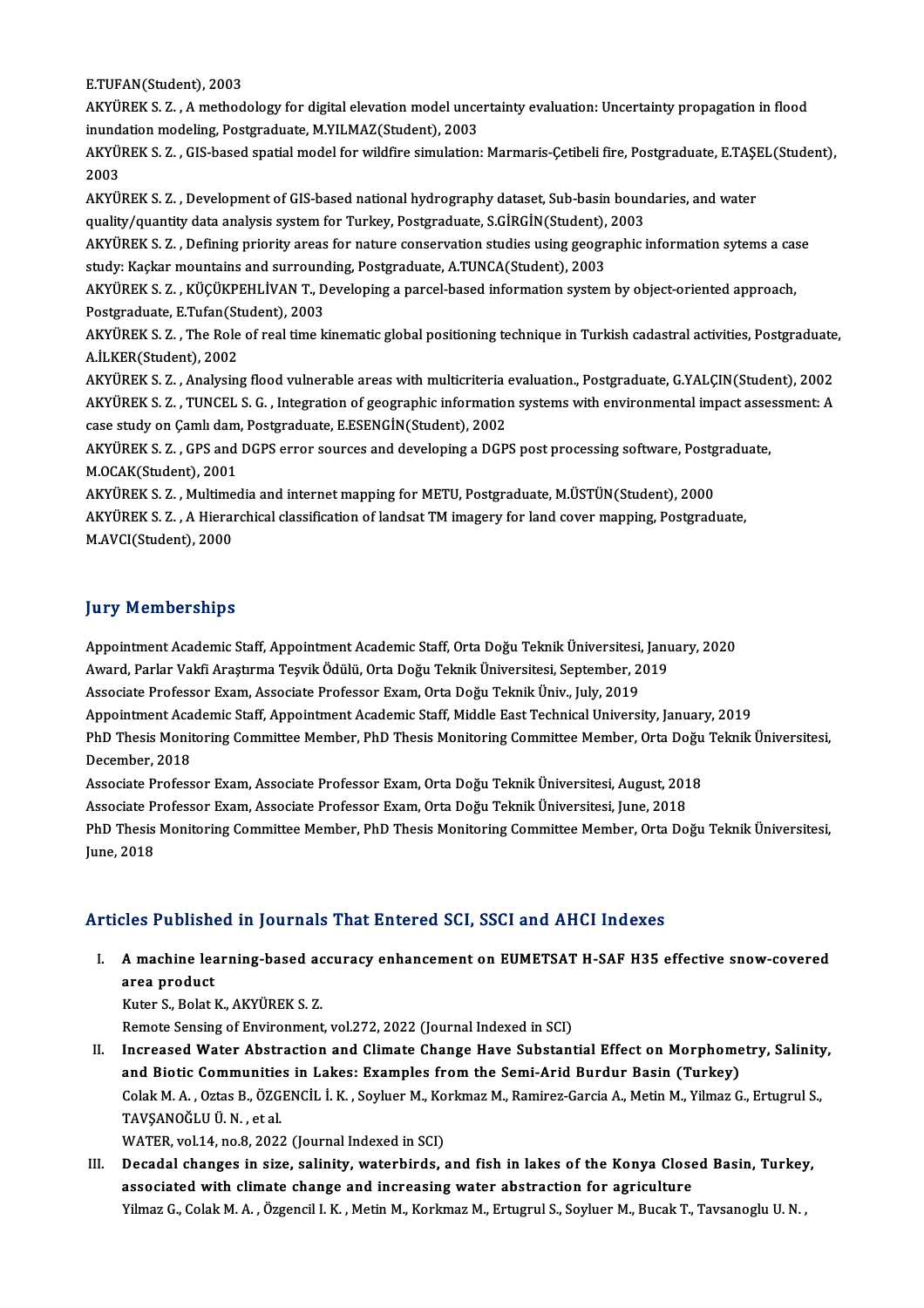E.TUFAN(Student), 2003

AKYÜREK S. Z. , A methodology for digital elevation model uncertainty evaluation: Uncertainty propagation in flood inundation modeling, Postgraduate, M.YILMAZ(Student), 2003

AKYÜREK S. Z. , GIS-based spatial model for wildfire simulation: Marmaris-Çetibeli fire, Postgraduate, E.TAŞEL(Student), 2003

AKYÜREK S. Z. , Development of GIS-based national hydrography dataset, Sub-basin boundaries, and water quality/quantity data analysis system for Turkey, Postgraduate, S.GİRGİN(Student), 2003

AKYÜREK S. Z. , Defining priority areas for nature conservation studies using geographic information sytems a case study: Kaçkar mountains and surrounding, Postgraduate, A.TUNCA(Student), 2003

AKYÜREK S. Z. , KÜÇÜKPEHLİVAN T., Developing a parcel-based information system by object-oriented approach, Postgraduate, E.Tufan(Student), 2003

AKYÜREK S. Z. , The Role of real time kinematic global positioning technique in Turkish cadastral activities, Postgraduate, A.İLKER(Student), 2002

AKYÜREK S. Z. , Analysing flood vulnerable areas with multicriteria evaluation., Postgraduate, G.YALÇIN(Student), 2002

AKYÜREK S. Z. , TUNCEL S. G. , Integration of geographic information systems with environmental impact assessment: A case study on Çamlı dam, Postgraduate, E.ESENGİN(Student), 2002

AKYÜREK S. Z. , GPS and DGPS error sources and developing a DGPS post processing software, Postgraduate, M.OCAK(Student), 2001

AKYÜREK S. Z. , Multimedia and internet mapping for METU, Postgraduate, M.ÜSTÜN(Student), 2000

AKYÜREK S. Z. , A Hierarchical classification of landsat TM imagery for land cover mapping, Postgraduate, M.AVCI(Student), 2000

## Jury Memberships

Appointment Academic Staff, Appointment Academic Staff, Orta Doğu Teknik Üniversitesi, January, 2020

Award, Parlar Vakfi Araştırma Teşvik Ödülü, Orta Doğu Teknik Üniversitesi, September, 2019

Associate Professor Exam, Associate Professor Exam, Orta Doğu Teknik Üniv., July, 2019

Appointment Academic Staff, Appointment Academic Staff, Middle East Technical University, January, 2019

PhD Thesis Monitoring Committee Member, PhD Thesis Monitoring Committee Member, Orta Doğu Teknik Üniversitesi, December, 2018

Associate Professor Exam, Associate Professor Exam, Orta Doğu Teknik Üniversitesi, August, 2018

Associate Professor Exam, Associate Professor Exam, Orta Doğu Teknik Üniversitesi, June, 2018

PhD Thesis Monitoring Committee Member, PhD Thesis Monitoring Committee Member, Orta Doğu Teknik Üniversitesi, June, 2018

## Articles Published in Journals That Entered SCI, SSCI and AHCI Indexes

I. **A machine learning-based accuracy enhancement on EUMETSAT H-SAF H35 effective snow-covered area product**
   Kuter S., Bolat K., AKYÜREK S. Z.
   Remote Sensing of Environment, vol.272, 2022 (Journal Indexed in SCI)

II. **Increased Water Abstraction and Climate Change Have Substantial Effect on Morphometry, Salinity, and Biotic Communities in Lakes: Examples from the Semi-Arid Burdur Basin (Turkey)**
   Colak M. A. , Oztas B., ÖZGENCİL İ. K. , Soyluer M., Korkmaz M., Ramirez-Garcia A., Metin M., Yilmaz G., Ertugrul S., TAVŞANOĞLU Ü. N. , et al.
   WATER, vol.14, no.8, 2022 (Journal Indexed in SCI)

III. **Decadal changes in size, salinity, waterbirds, and fish in lakes of the Konya Closed Basin, Turkey, associated with climate change and increasing water abstraction for agriculture**
   Yilmaz G., Colak M. A. , Özgencil I. K. , Metin M., Korkmaz M., Ertugrul S., Soyluer M., Bucak T., Tavsanoglu U. N. ,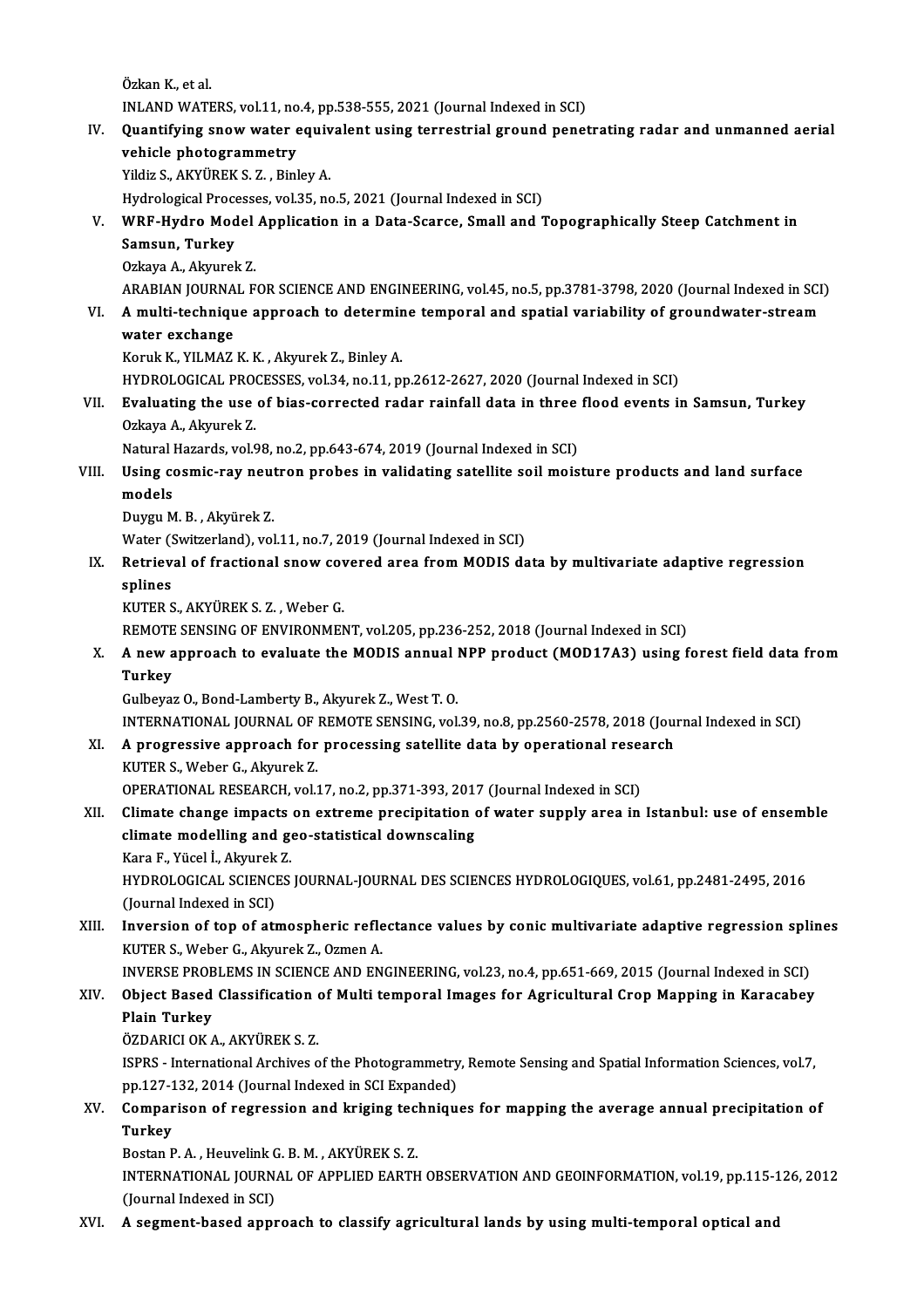Özkan K., et al.
INLAND WATERS, vol.11, no.4, pp.538-555, 2021 (Journal Indexed in SCI)

IV. **Quantifying snow water equivalent using terrestrial ground penetrating radar and unmanned aerial vehicle photogrammetry**
Yildiz S., AKYÜREK S. Z. , Binley A.
Hydrological Processes, vol.35, no.5, 2021 (Journal Indexed in SCI)

V. **WRF-Hydro Model Application in a Data-Scarce, Small and Topographically Steep Catchment in Samsun, Turkey**
Ozkaya A., Akyurek Z.
ARABIAN JOURNAL FOR SCIENCE AND ENGINEERING, vol.45, no.5, pp.3781-3798, 2020 (Journal Indexed in SCI)

VI. **A multi-technique approach to determine temporal and spatial variability of groundwater-stream water exchange**
Koruk K., YILMAZ K. K. , Akyurek Z., Binley A.
HYDROLOGICAL PROCESSES, vol.34, no.11, pp.2612-2627, 2020 (Journal Indexed in SCI)

VII. **Evaluating the use of bias-corrected radar rainfall data in three flood events in Samsun, Turkey**
Ozkaya A., Akyurek Z.
Natural Hazards, vol.98, no.2, pp.643-674, 2019 (Journal Indexed in SCI)

VIII. **Using cosmic-ray neutron probes in validating satellite soil moisture products and land surface models**
Duygu M. B. , Akyürek Z.
Water (Switzerland), vol.11, no.7, 2019 (Journal Indexed in SCI)

IX. **Retrieval of fractional snow covered area from MODIS data by multivariate adaptive regression splines**
KUTER S., AKYÜREK S. Z. , Weber G.
REMOTE SENSING OF ENVIRONMENT, vol.205, pp.236-252, 2018 (Journal Indexed in SCI)

X. **A new approach to evaluate the MODIS annual NPP product (MOD17A3) using forest field data from Turkey**
Gulbeyaz O., Bond-Lamberty B., Akyurek Z., West T. O.
INTERNATIONAL JOURNAL OF REMOTE SENSING, vol.39, no.8, pp.2560-2578, 2018 (Journal Indexed in SCI)

XI. **A progressive approach for processing satellite data by operational research**
KUTER S., Weber G., Akyurek Z.
OPERATIONAL RESEARCH, vol.17, no.2, pp.371-393, 2017 (Journal Indexed in SCI)

XII. **Climate change impacts on extreme precipitation of water supply area in Istanbul: use of ensemble climate modelling and geo-statistical downscaling**
Kara F., Yücel İ., Akyurek Z.
HYDROLOGICAL SCIENCES JOURNAL-JOURNAL DES SCIENCES HYDROLOGIQUES, vol.61, pp.2481-2495, 2016 (Journal Indexed in SCI)

XIII. **Inversion of top of atmospheric reflectance values by conic multivariate adaptive regression splines**
KUTER S., Weber G., Akyurek Z., Ozmen A.
INVERSE PROBLEMS IN SCIENCE AND ENGINEERING, vol.23, no.4, pp.651-669, 2015 (Journal Indexed in SCI)

XIV. **Object Based Classification of Multi temporal Images for Agricultural Crop Mapping in Karacabey Plain Turkey**
ÖZDARICI OK A., AKYÜREK S. Z.
ISPRS - International Archives of the Photogrammetry, Remote Sensing and Spatial Information Sciences, vol.7, pp.127-132, 2014 (Journal Indexed in SCI Expanded)

XV. **Comparison of regression and kriging techniques for mapping the average annual precipitation of Turkey**
Bostan P. A. , Heuvelink G. B. M. , AKYÜREK S. Z.
INTERNATIONAL JOURNAL OF APPLIED EARTH OBSERVATION AND GEOINFORMATION, vol.19, pp.115-126, 2012 (Journal Indexed in SCI)

XVI. **A segment-based approach to classify agricultural lands by using multi-temporal optical and**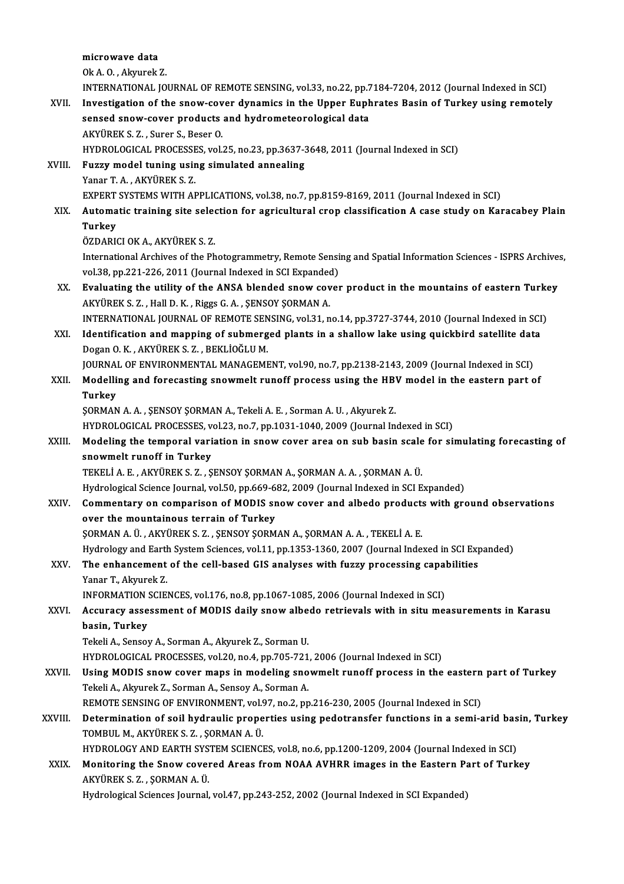microwave data
Ok A. O. , Akyurek Z.
INTERNATIONAL JOURNAL OF REMOTE SENSING, vol.33, no.22, pp.7184-7204, 2012 (Journal Indexed in SCI)

XVII. **Investigation of the snow-cover dynamics in the Upper Euphrates Basin of Turkey using remotely sensed snow-cover products and hydrometeorological data**
AKYÜREK S. Z. , Surer S., Beser O.
HYDROLOGICAL PROCESSES, vol.25, no.23, pp.3637-3648, 2011 (Journal Indexed in SCI)

XVIII. **Fuzzy model tuning using simulated annealing**
Yanar T. A. , AKYÜREK S. Z.
EXPERT SYSTEMS WITH APPLICATIONS, vol.38, no.7, pp.8159-8169, 2011 (Journal Indexed in SCI)

XIX. **Automatic training site selection for agricultural crop classification A case study on Karacabey Plain Turkey**
ÖZDARICI OK A., AKYÜREK S. Z.
International Archives of the Photogrammetry, Remote Sensing and Spatial Information Sciences - ISPRS Archives, vol.38, pp.221-226, 2011 (Journal Indexed in SCI Expanded)

XX. **Evaluating the utility of the ANSA blended snow cover product in the mountains of eastern Turkey**
AKYÜREK S. Z. , Hall D. K. , Riggs G. A. , ŞENSOY ŞORMAN A.
INTERNATIONAL JOURNAL OF REMOTE SENSING, vol.31, no.14, pp.3727-3744, 2010 (Journal Indexed in SCI)

XXI. **Identification and mapping of submerged plants in a shallow lake using quickbird satellite data**
Dogan O. K. , AKYÜREK S. Z. , BEKLİOĞLU M.
JOURNAL OF ENVIRONMENTAL MANAGEMENT, vol.90, no.7, pp.2138-2143, 2009 (Journal Indexed in SCI)

XXII. **Modelling and forecasting snowmelt runoff process using the HBV model in the eastern part of Turkey**
ŞORMAN A. A. , ŞENSOY ŞORMAN A., Tekeli A. E. , Sorman A. U. , Akyurek Z.
HYDROLOGICAL PROCESSES, vol.23, no.7, pp.1031-1040, 2009 (Journal Indexed in SCI)

XXIII. **Modeling the temporal variation in snow cover area on sub basin scale for simulating forecasting of snowmelt runoff in Turkey**
TEKELİ A. E. , AKYÜREK S. Z. , ŞENSOY ŞORMAN A., ŞORMAN A. A. , ŞORMAN A. Ü.
Hydrological Science Journal, vol.50, pp.669-682, 2009 (Journal Indexed in SCI Expanded)

XXIV. **Commentary on comparison of MODIS snow cover and albedo products with ground observations over the mountainous terrain of Turkey**
ŞORMAN A. Ü. , AKYÜREK S. Z. , ŞENSOY ŞORMAN A., ŞORMAN A. A. , TEKELİ A. E.
Hydrology and Earth System Sciences, vol.11, pp.1353-1360, 2007 (Journal Indexed in SCI Expanded)

XXV. **The enhancement of the cell-based GIS analyses with fuzzy processing capabilities**
Yanar T., Akyurek Z.
INFORMATION SCIENCES, vol.176, no.8, pp.1067-1085, 2006 (Journal Indexed in SCI)

XXVI. **Accuracy assessment of MODIS daily snow albedo retrievals with in situ measurements in Karasu basin, Turkey**
Tekeli A., Sensoy A., Sorman A., Akyurek Z., Sorman U.
HYDROLOGICAL PROCESSES, vol.20, no.4, pp.705-721, 2006 (Journal Indexed in SCI)

XXVII. **Using MODIS snow cover maps in modeling snowmelt runoff process in the eastern part of Turkey**
Tekeli A., Akyurek Z., Sorman A., Sensoy A., Sorman A.
REMOTE SENSING OF ENVIRONMENT, vol.97, no.2, pp.216-230, 2005 (Journal Indexed in SCI)

XXVIII. **Determination of soil hydraulic properties using pedotransfer functions in a semi-arid basin, Turkey**
TOMBUL M., AKYÜREK S. Z. , ŞORMAN A. Ü.
HYDROLOGY AND EARTH SYSTEM SCIENCES, vol.8, no.6, pp.1200-1209, 2004 (Journal Indexed in SCI)

XXIX. **Monitoring the Snow covered Areas from NOAA AVHRR images in the Eastern Part of Turkey**
AKYÜREK S. Z. , ŞORMAN A. Ü.
Hydrological Sciences Journal, vol.47, pp.243-252, 2002 (Journal Indexed in SCI Expanded)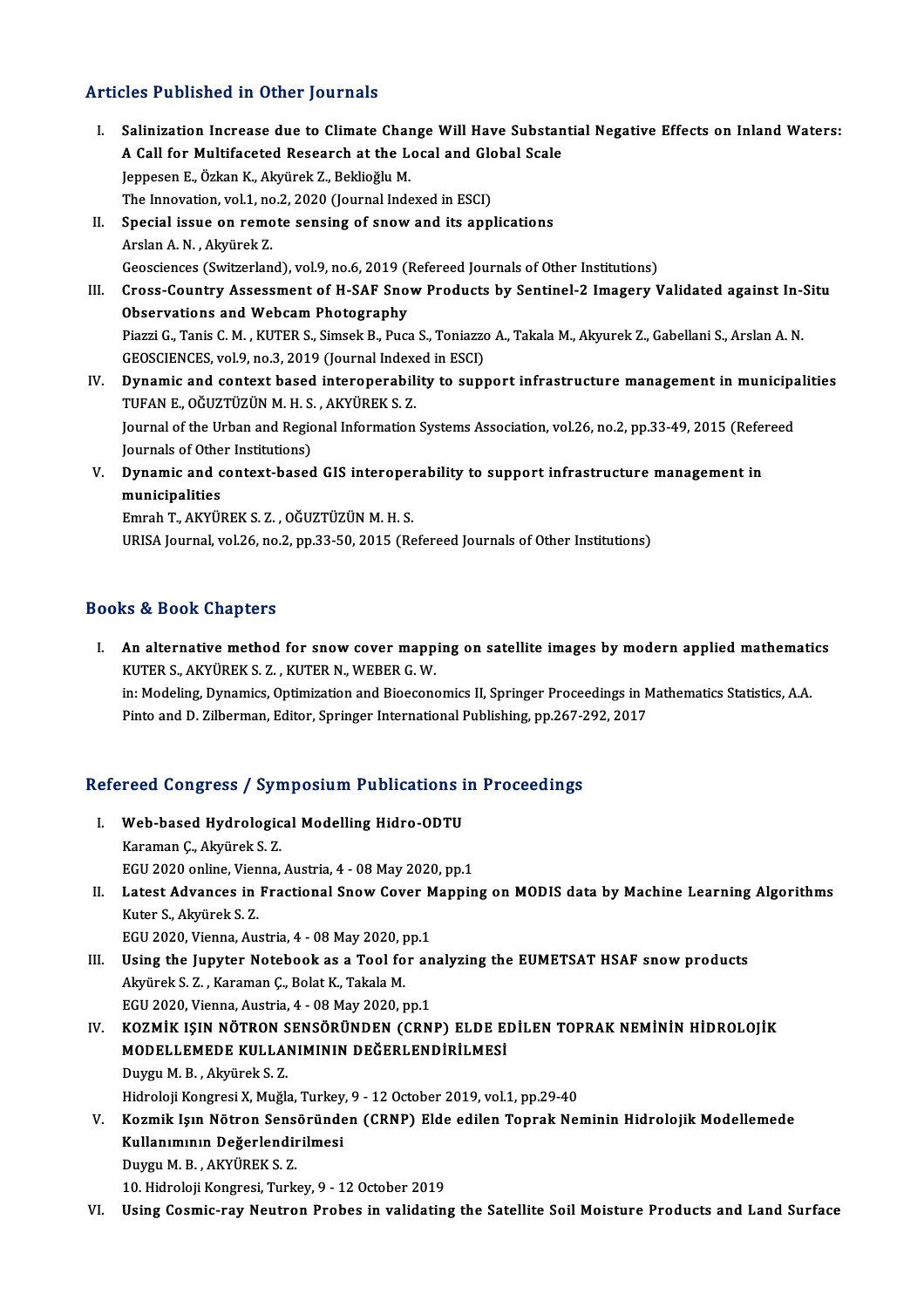## Articles Published in Other Journals

I. **Salinization Increase due to Climate Change Will Have Substantial Negative Effects on Inland Waters: A Call for Multifaceted Research at the Local and Global Scale**
Jeppesen E., Özkan K., Akyürek Z., Beklioğlu M.
The Innovation, vol.1, no.2, 2020 (Journal Indexed in ESCI)

II. **Special issue on remote sensing of snow and its applications**
Arslan A. N. , Akyürek Z.
Geosciences (Switzerland), vol.9, no.6, 2019 (Refereed Journals of Other Institutions)

III. **Cross-Country Assessment of H-SAF Snow Products by Sentinel-2 Imagery Validated against In-Situ Observations and Webcam Photography**
Piazzi G., Tanis C. M. , KUTER S., Simsek B., Puca S., Toniazzo A., Takala M., Akyurek Z., Gabellani S., Arslan A. N.
GEOSCIENCES, vol.9, no.3, 2019 (Journal Indexed in ESCI)

IV. **Dynamic and context based interoperability to support infrastructure management in municipalities**
TUFAN E., OĞUZTÜZÜN M. H. S. , AKYÜREK S. Z.
Journal of the Urban and Regional Information Systems Association, vol.26, no.2, pp.33-49, 2015 (Refereed Journals of Other Institutions)

V. **Dynamic and context-based GIS interoperability to support infrastructure management in municipalities**
Emrah T., AKYÜREK S. Z. , OĞUZTÜZÜN M. H. S.
URISA Journal, vol.26, no.2, pp.33-50, 2015 (Refereed Journals of Other Institutions)

## Books & Book Chapters

I. **An alternative method for snow cover mapping on satellite images by modern applied mathematics**
KUTER S., AKYÜREK S. Z. , KUTER N., WEBER G. W.
in: Modeling, Dynamics, Optimization and Bioeconomics II, Springer Proceedings in Mathematics Statistics, A.A. Pinto and D. Zilberman, Editor, Springer International Publishing, pp.267-292, 2017

## Refereed Congress / Symposium Publications in Proceedings

I. **Web-based Hydrological Modelling Hidro-ODTU**
Karaman Ç., Akyürek S. Z.
EGU 2020 online, Vienna, Austria, 4 - 08 May 2020, pp.1

II. **Latest Advances in Fractional Snow Cover Mapping on MODIS data by Machine Learning Algorithms**
Kuter S., Akyürek S. Z.
EGU 2020, Vienna, Austria, 4 - 08 May 2020, pp.1

III. **Using the Jupyter Notebook as a Tool for analyzing the EUMETSAT HSAF snow products**
Akyürek S. Z. , Karaman Ç., Bolat K., Takala M.
EGU 2020, Vienna, Austria, 4 - 08 May 2020, pp.1

IV. **KOZMİK IŞIN NÖTRON SENSÖRÜNDEN (CRNP) ELDE EDİLEN TOPRAK NEMİNİN HİDROLOJİK MODELLEMEDE KULLANIMININ DEĞERLENDİRİLMESİ**
Duygu M. B. , Akyürek S. Z.
Hidroloji Kongresi X, Muğla, Turkey, 9 - 12 October 2019, vol.1, pp.29-40

V. **Kozmik Işın Nötron Sensöründen (CRNP) Elde edilen Toprak Neminin Hidrolojik Modellemede Kullanımının Değerlendirilmesi**
Duygu M. B. , AKYÜREK S. Z.
10. Hidroloji Kongresi, Turkey, 9 - 12 October 2019

VI. **Using Cosmic-ray Neutron Probes in validating the Satellite Soil Moisture Products and Land Surface**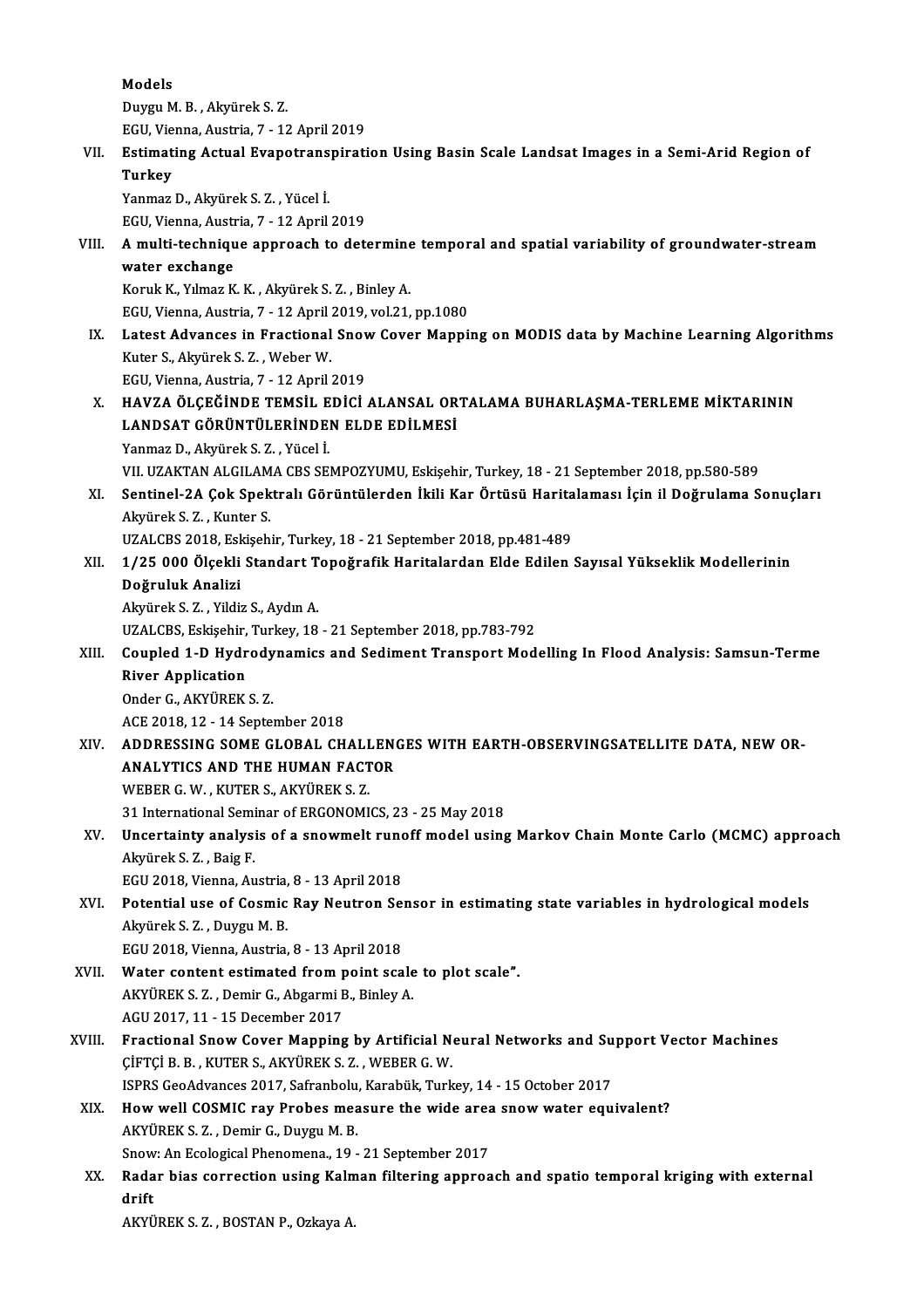Models
Duygu M. B. , Akyürek S. Z.
EGU, Vienna, Austria, 7 - 12 April 2019

VII. **Estimating Actual Evapotranspiration Using Basin Scale Landsat Images in a Semi-Arid Region of Turkey**
Yanmaz D., Akyürek S. Z. , Yücel İ.
EGU, Vienna, Austria, 7 - 12 April 2019

VIII. **A multi-technique approach to determine temporal and spatial variability of groundwater-stream water exchange**
Koruk K., Yılmaz K. K. , Akyürek S. Z. , Binley A.
EGU, Vienna, Austria, 7 - 12 April 2019, vol.21, pp.1080

IX. **Latest Advances in Fractional Snow Cover Mapping on MODIS data by Machine Learning Algorithms**
Kuter S., Akyürek S. Z. , Weber W.
EGU, Vienna, Austria, 7 - 12 April 2019

X. **HAVZA ÖLÇEĞİNDE TEMSİL EDİCİ ALANSAL ORTALAMA BUHARLAŞMA-TERLEME MİKTARININ LANDSAT GÖRÜNTÜLERİNDEN ELDE EDİLMESİ**
Yanmaz D., Akyürek S. Z. , Yücel İ.
VII. UZAKTAN ALGILAMA CBS SEMPOZYUMU, Eskişehir, Turkey, 18 - 21 September 2018, pp.580-589

XI. **Sentinel-2A Çok Spektralı Görüntülerden İkili Kar Örtüsü Haritalaması İçin il Doğrulama Sonuçları**
Akyürek S. Z. , Kunter S.
UZALCBS 2018, Eskişehir, Turkey, 18 - 21 September 2018, pp.481-489

XII. **1/25 000 Ölçekli Standart Topoğrafik Haritalardan Elde Edilen Sayısal Yükseklik Modellerinin Doğruluk Analizi**
Akyürek S. Z. , Yildiz S., Aydın A.
UZALCBS, Eskişehir, Turkey, 18 - 21 September 2018, pp.783-792

XIII. **Coupled 1-D Hydrodynamics and Sediment Transport Modelling In Flood Analysis: Samsun-Terme River Application**
Onder G., AKYÜREK S. Z.
ACE 2018, 12 - 14 September 2018

XIV. **ADDRESSING SOME GLOBAL CHALLENGES WITH EARTH-OBSERVINGSATELLITE DATA, NEW OR-ANALYTICS AND THE HUMAN FACTOR**
WEBER G. W. , KUTER S., AKYÜREK S. Z.
31 International Seminar of ERGONOMICS, 23 - 25 May 2018

XV. **Uncertainty analysis of a snowmelt runoff model using Markov Chain Monte Carlo (MCMC) approach**
Akyürek S. Z. , Baig F.
EGU 2018, Vienna, Austria, 8 - 13 April 2018

XVI. **Potential use of Cosmic Ray Neutron Sensor in estimating state variables in hydrological models**
Akyürek S. Z. , Duygu M. B.
EGU 2018, Vienna, Austria, 8 - 13 April 2018

XVII. **Water content estimated from point scale to plot scale".**
AKYÜREK S. Z. , Demir G., Abgarmi B., Binley A.
AGU 2017, 11 - 15 December 2017

XVIII. **Fractional Snow Cover Mapping by Artificial Neural Networks and Support Vector Machines**
ÇİFTÇİ B. B. , KUTER S., AKYÜREK S. Z. , WEBER G. W.
ISPRS GeoAdvances 2017, Safranbolu, Karabük, Turkey, 14 - 15 October 2017

XIX. **How well COSMIC ray Probes measure the wide area snow water equivalent?**
AKYÜREK S. Z. , Demir G., Duygu M. B.
Snow: An Ecological Phenomena., 19 - 21 September 2017

XX. **Radar bias correction using Kalman filtering approach and spatio temporal kriging with external drift**
AKYÜREK S. Z. , BOSTAN P., Ozkaya A.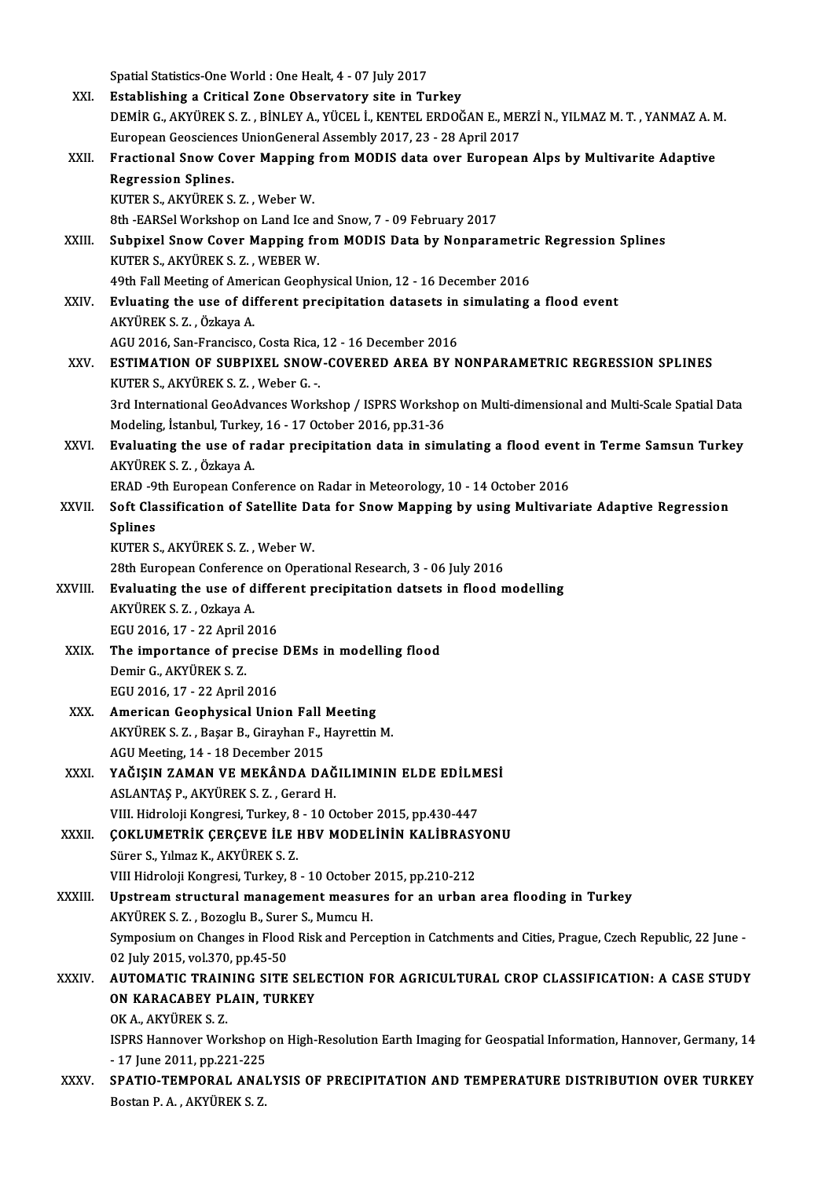Spatial Statistics-One World : One Healt, 4 - 07 July 2017

XXI. **Establishing a Critical Zone Observatory site in Turkey**
DEMİR G., AKYÜREK S. Z. , BİNLEY A., YÜCEL İ., KENTEL ERDOĞAN E., MERZİ N., YILMAZ M. T. , YANMAZ A. M.
European Geosciences UnionGeneral Assembly 2017, 23 - 28 April 2017

XXII. **Fractional Snow Cover Mapping from MODIS data over European Alps by Multivarite Adaptive Regression Splines.**
KUTER S., AKYÜREK S. Z. , Weber W.
8th -EARSel Workshop on Land Ice and Snow, 7 - 09 February 2017

XXIII. **Subpixel Snow Cover Mapping from MODIS Data by Nonparametric Regression Splines**
KUTER S., AKYÜREK S. Z. , WEBER W.
49th Fall Meeting of American Geophysical Union, 12 - 16 December 2016

XXIV. **Evluating the use of different precipitation datasets in simulating a flood event**
AKYÜREK S. Z. , Özkaya A.
AGU 2016, San-Francisco, Costa Rica, 12 - 16 December 2016

XXV. **ESTIMATION OF SUBPIXEL SNOW-COVERED AREA BY NONPARAMETRIC REGRESSION SPLINES**
KUTER S., AKYÜREK S. Z. , Weber G. -.
3rd International GeoAdvances Workshop / ISPRS Workshop on Multi-dimensional and Multi-Scale Spatial Data Modeling, İstanbul, Turkey, 16 - 17 October 2016, pp.31-36

XXVI. **Evaluating the use of radar precipitation data in simulating a flood event in Terme Samsun Turkey**
AKYÜREK S. Z. , Özkaya A.
ERAD -9th European Conference on Radar in Meteorology, 10 - 14 October 2016

XXVII. **Soft Classification of Satellite Data for Snow Mapping by using Multivariate Adaptive Regression Splines**
KUTER S., AKYÜREK S. Z. , Weber W.
28th European Conference on Operational Research, 3 - 06 July 2016

XXVIII. **Evaluating the use of different precipitation datsets in flood modelling**
AKYÜREK S. Z. , Ozkaya A.
EGU 2016, 17 - 22 April 2016

XXIX. **The importance of precise DEMs in modelling flood**
Demir G., AKYÜREK S. Z.
EGU 2016, 17 - 22 April 2016

XXX. **American Geophysical Union Fall Meeting**
AKYÜREK S. Z. , Başar B., Girayhan F., Hayrettin M.
AGU Meeting, 14 - 18 December 2015

XXXI. **YAĞIŞIN ZAMAN VE MEKÂNDA DAĞILIMININ ELDE EDİLMESİ**
ASLANTAŞ P., AKYÜREK S. Z. , Gerard H.
VIII. Hidroloji Kongresi, Turkey, 8 - 10 October 2015, pp.430-447

XXXII. **ÇOKLUMETRİK ÇERÇEVE İLE HBV MODELİNİN KALİBRASYONU**
Sürer S., Yılmaz K., AKYÜREK S. Z.
VIII Hidroloji Kongresi, Turkey, 8 - 10 October 2015, pp.210-212

XXXIII. **Upstream structural management measures for an urban area flooding in Turkey**
AKYÜREK S. Z. , Bozoglu B., Surer S., Mumcu H.
Symposium on Changes in Flood Risk and Perception in Catchments and Cities, Prague, Czech Republic, 22 June - 02 July 2015, vol.370, pp.45-50

XXXIV. **AUTOMATIC TRAINING SITE SELECTION FOR AGRICULTURAL CROP CLASSIFICATION: A CASE STUDY ON KARACABEY PLAIN, TURKEY**
OK A., AKYÜREK S. Z.
ISPRS Hannover Workshop on High-Resolution Earth Imaging for Geospatial Information, Hannover, Germany, 14 - 17 June 2011, pp.221-225

XXXV. **SPATIO-TEMPORAL ANALYSIS OF PRECIPITATION AND TEMPERATURE DISTRIBUTION OVER TURKEY**
Bostan P. A. , AKYÜREK S. Z.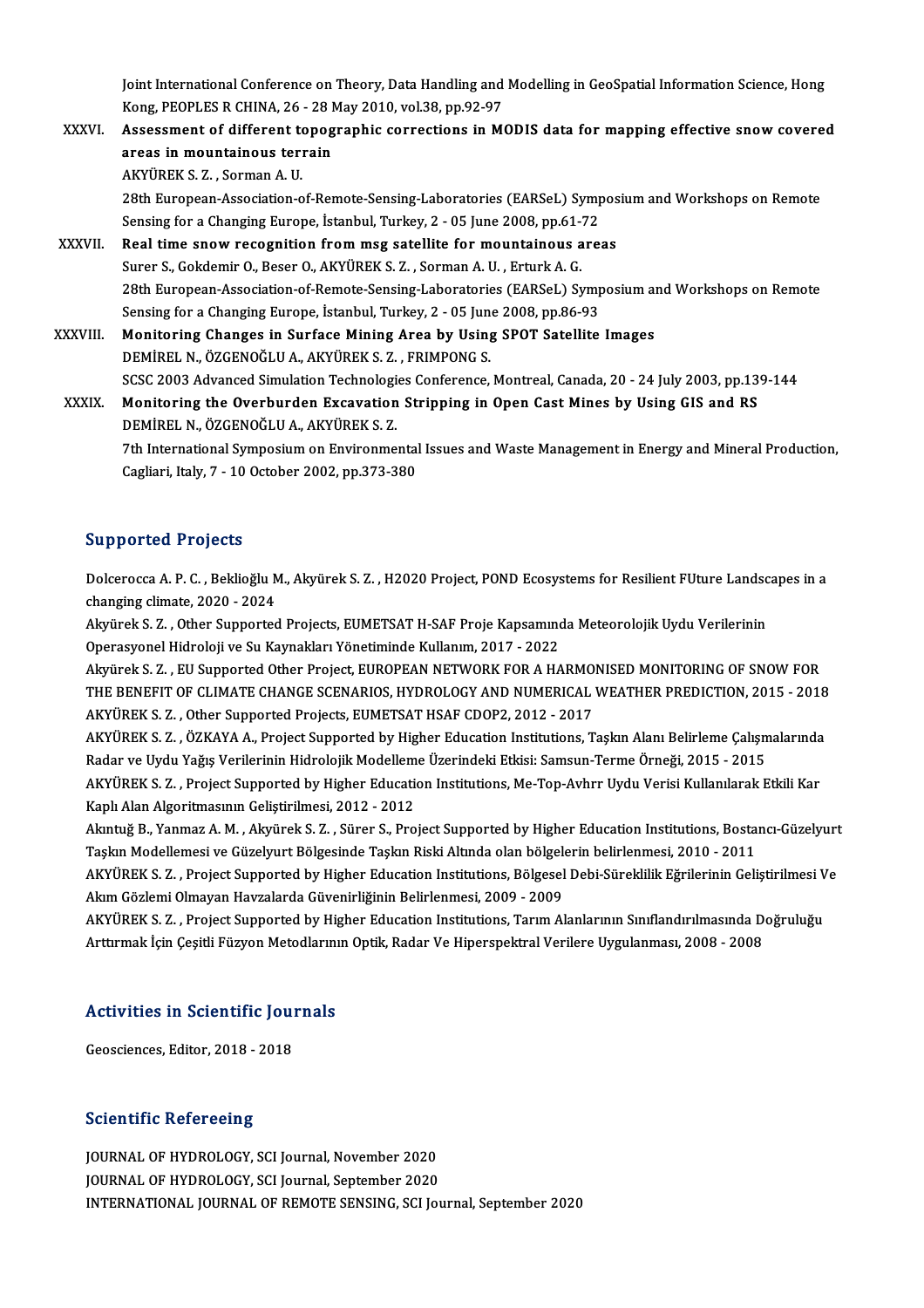Joint International Conference on Theory, Data Handling and Modelling in GeoSpatial Information Science, Hong Kong, PEOPLES R CHINA, 26 - 28 May 2010, vol.38, pp.92-97

XXXVI. **Assessment of different topographic corrections in MODIS data for mapping effective snow covered areas in mountainous terrain**
AKYÜREK S. Z. , Sorman A. U.
28th European-Association-of-Remote-Sensing-Laboratories (EARSeL) Symposium and Workshops on Remote Sensing for a Changing Europe, İstanbul, Turkey, 2 - 05 June 2008, pp.61-72

XXXVII. **Real time snow recognition from msg satellite for mountainous areas**
Surer S., Gokdemir O., Beser O., AKYÜREK S. Z. , Sorman A. U. , Erturk A. G.
28th European-Association-of-Remote-Sensing-Laboratories (EARSeL) Symposium and Workshops on Remote Sensing for a Changing Europe, İstanbul, Turkey, 2 - 05 June 2008, pp.86-93

XXXVIII. **Monitoring Changes in Surface Mining Area by Using SPOT Satellite Images**
DEMİREL N., ÖZGENOĞLU A., AKYÜREK S. Z. , FRIMPONG S.
SCSC 2003 Advanced Simulation Technologies Conference, Montreal, Canada, 20 - 24 July 2003, pp.139-144

XXXIX. **Monitoring the Overburden Excavation Stripping in Open Cast Mines by Using GIS and RS**
DEMİREL N., ÖZGENOĞLU A., AKYÜREK S. Z.
7th International Symposium on Environmental Issues and Waste Management in Energy and Mineral Production, Cagliari, Italy, 7 - 10 October 2002, pp.373-380

## Supported Projects

Dolcerocca A. P. C. , Beklioğlu M., Akyürek S. Z. , H2020 Project, POND Ecosystems for Resilient FUture Landscapes in a changing climate, 2020 - 2024

Akyürek S. Z. , Other Supported Projects, EUMETSAT H-SAF Proje Kapsamında Meteorolojik Uydu Verilerinin Operasyonel Hidroloji ve Su Kaynakları Yönetiminde Kullanım, 2017 - 2022

Akyürek S. Z. , EU Supported Other Project, EUROPEAN NETWORK FOR A HARMONISED MONITORING OF SNOW FOR THE BENEFIT OF CLIMATE CHANGE SCENARIOS, HYDROLOGY AND NUMERICAL WEATHER PREDICTION, 2015 - 2018

AKYÜREK S. Z. , Other Supported Projects, EUMETSAT HSAF CDOP2, 2012 - 2017

AKYÜREK S. Z. , ÖZKAYA A., Project Supported by Higher Education Institutions, Taşkın Alanı Belirleme Çalışmalarında Radar ve Uydu Yağış Verilerinin Hidrolojik Modelleme Üzerindeki Etkisi: Samsun-Terme Örneği, 2015 - 2015

AKYÜREK S. Z. , Project Supported by Higher Education Institutions, Me-Top-Avhrr Uydu Verisi Kullanılarak Etkili Kar Kaplı Alan Algoritmasının Geliştirilmesi, 2012 - 2012

Akıntuğ B., Yanmaz A. M. , Akyürek S. Z. , Sürer S., Project Supported by Higher Education Institutions, Bostancı-Güzelyurt Taşkın Modellemesi ve Güzelyurt Bölgesinde Taşkın Riski Altında olan bölgelerin belirlenmesi, 2010 - 2011

AKYÜREK S. Z. , Project Supported by Higher Education Institutions, Bölgesel Debi-Süreklilik Eğrilerinin Geliştirilmesi Ve Akım Gözlemi Olmayan Havzalarda Güvenirliğinin Belirlenmesi, 2009 - 2009

AKYÜREK S. Z. , Project Supported by Higher Education Institutions, Tarım Alanlarının Sınıflandırılmasında Doğruluğu Arttırmak İçin Çeşitli Füzyon Metodlarının Optik, Radar Ve Hiperspektral Verilere Uygulanması, 2008 - 2008

## Activities in Scientific Journals

Geosciences, Editor, 2018 - 2018

## Scientific Refereeing

JOURNAL OF HYDROLOGY, SCI Journal, November 2020
JOURNAL OF HYDROLOGY, SCI Journal, September 2020
INTERNATIONAL JOURNAL OF REMOTE SENSING, SCI Journal, September 2020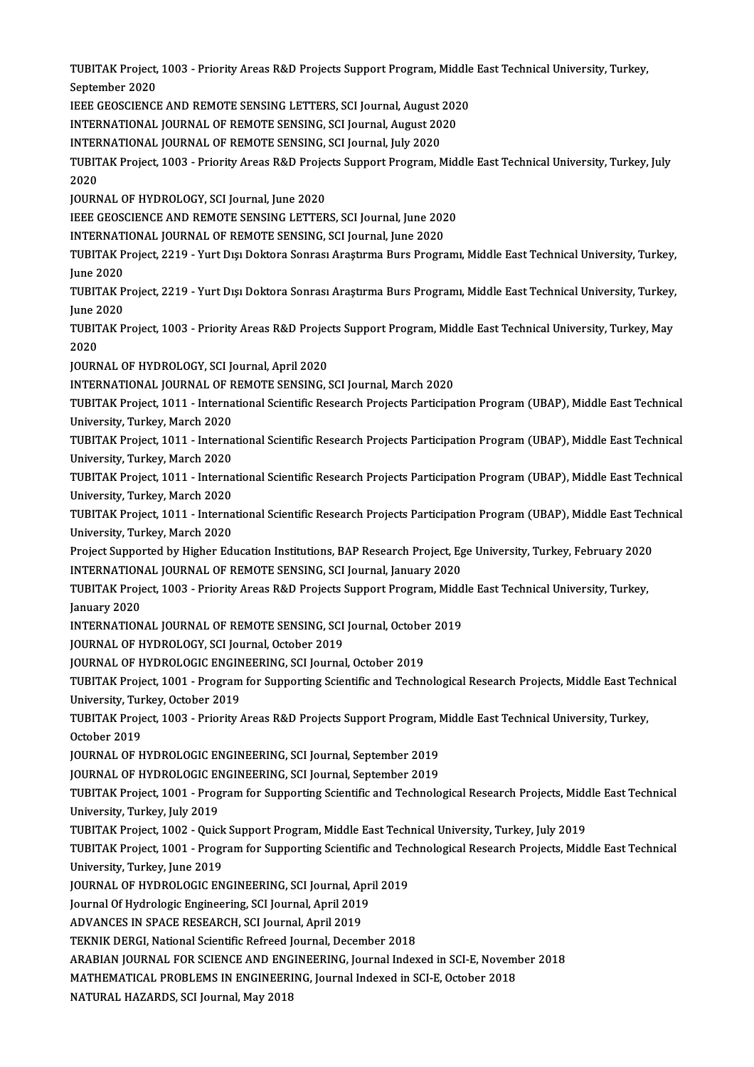TUBITAK Project, 1003 - Priority Areas R&D Projects Support Program, Middle East Technical University, Turkey, September 2020
IEEE GEOSCIENCE AND REMOTE SENSING LETTERS, SCI Journal, August 2020
INTERNATIONAL JOURNAL OF REMOTE SENSING, SCI Journal, August 2020
INTERNATIONAL JOURNAL OF REMOTE SENSING, SCI Journal, July 2020
TUBITAK Project, 1003 - Priority Areas R&D Projects Support Program, Middle East Technical University, Turkey, July 2020
JOURNAL OF HYDROLOGY, SCI Journal, June 2020
IEEE GEOSCIENCE AND REMOTE SENSING LETTERS, SCI Journal, June 2020
INTERNATIONAL JOURNAL OF REMOTE SENSING, SCI Journal, June 2020
TUBITAK Project, 2219 - Yurt Dışı Doktora Sonrası Araştırma Burs Programı, Middle East Technical University, Turkey, June 2020
TUBITAK Project, 2219 - Yurt Dışı Doktora Sonrası Araştırma Burs Programı, Middle East Technical University, Turkey, June 2020
TUBITAK Project, 1003 - Priority Areas R&D Projects Support Program, Middle East Technical University, Turkey, May 2020
JOURNAL OF HYDROLOGY, SCI Journal, April 2020
INTERNATIONAL JOURNAL OF REMOTE SENSING, SCI Journal, March 2020
TUBITAK Project, 1011 - International Scientific Research Projects Participation Program (UBAP), Middle East Technical University, Turkey, March 2020
TUBITAK Project, 1011 - International Scientific Research Projects Participation Program (UBAP), Middle East Technical University, Turkey, March 2020
TUBITAK Project, 1011 - International Scientific Research Projects Participation Program (UBAP), Middle East Technical University, Turkey, March 2020
TUBITAK Project, 1011 - International Scientific Research Projects Participation Program (UBAP), Middle East Technical University, Turkey, March 2020
Project Supported by Higher Education Institutions, BAP Research Project, Ege University, Turkey, February 2020
INTERNATIONAL JOURNAL OF REMOTE SENSING, SCI Journal, January 2020
TUBITAK Project, 1003 - Priority Areas R&D Projects Support Program, Middle East Technical University, Turkey, January 2020
INTERNATIONAL JOURNAL OF REMOTE SENSING, SCI Journal, October 2019
JOURNAL OF HYDROLOGY, SCI Journal, October 2019
JOURNAL OF HYDROLOGIC ENGINEERING, SCI Journal, October 2019
TUBITAK Project, 1001 - Program for Supporting Scientific and Technological Research Projects, Middle East Technical University, Turkey, October 2019
TUBITAK Project, 1003 - Priority Areas R&D Projects Support Program, Middle East Technical University, Turkey, October 2019
JOURNAL OF HYDROLOGIC ENGINEERING, SCI Journal, September 2019
JOURNAL OF HYDROLOGIC ENGINEERING, SCI Journal, September 2019
TUBITAK Project, 1001 - Program for Supporting Scientific and Technological Research Projects, Middle East Technical University, Turkey, July 2019
TUBITAK Project, 1002 - Quick Support Program, Middle East Technical University, Turkey, July 2019
TUBITAK Project, 1001 - Program for Supporting Scientific and Technological Research Projects, Middle East Technical University, Turkey, June 2019
JOURNAL OF HYDROLOGIC ENGINEERING, SCI Journal, April 2019
Journal Of Hydrologic Engineering, SCI Journal, April 2019
ADVANCES IN SPACE RESEARCH, SCI Journal, April 2019
TEKNIK DERGI, National Scientific Refreed Journal, December 2018
ARABIAN JOURNAL FOR SCIENCE AND ENGINEERING, Journal Indexed in SCI-E, November 2018
MATHEMATICAL PROBLEMS IN ENGINEERING, Journal Indexed in SCI-E, October 2018
NATURAL HAZARDS, SCI Journal, May 2018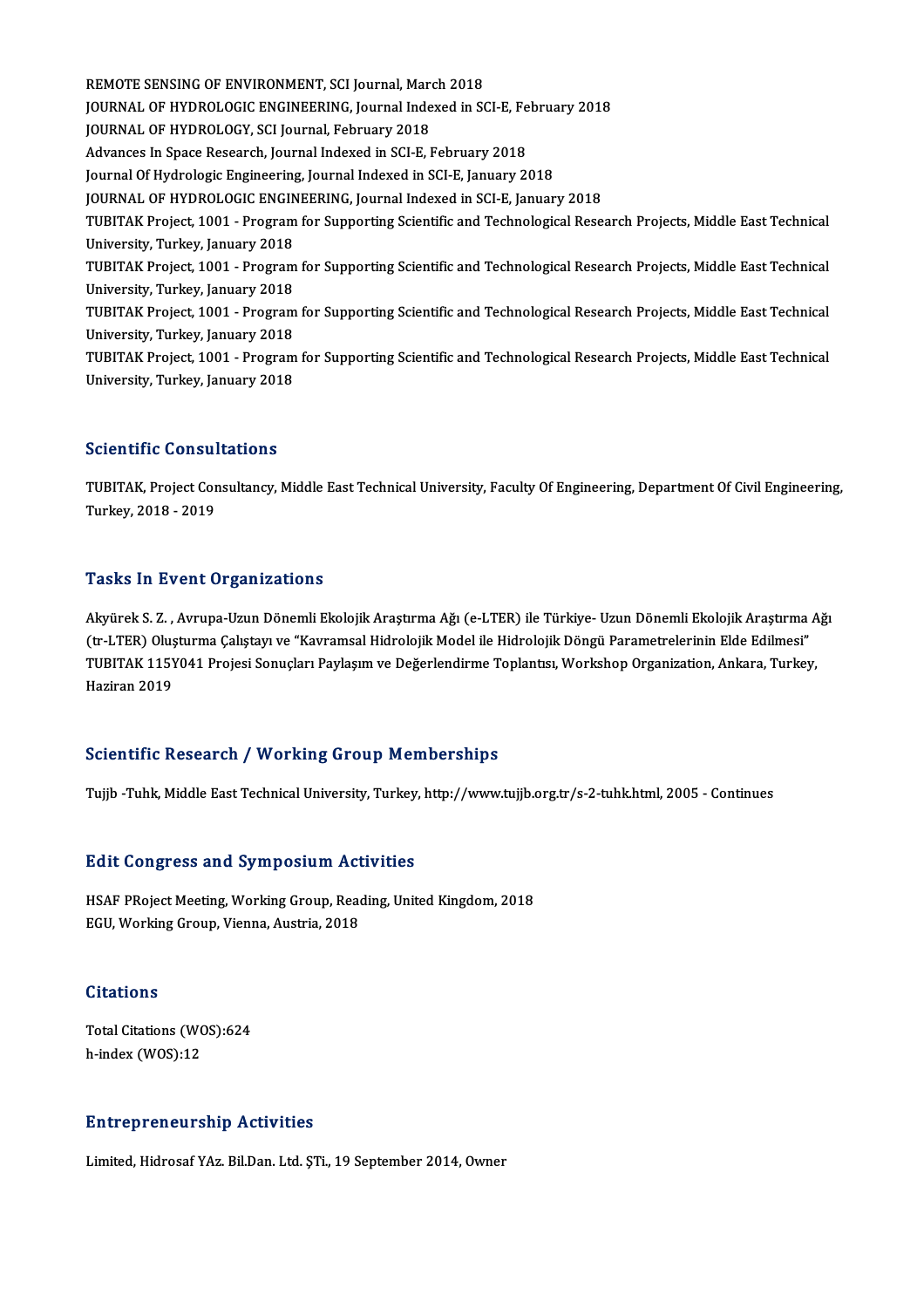REMOTE SENSING OF ENVIRONMENT, SCI Journal, March 2018
JOURNAL OF HYDROLOGIC ENGINEERING, Journal Indexed in SCI-E, February 2018
JOURNAL OF HYDROLOGY, SCI Journal, February 2018
Advances In Space Research, Journal Indexed in SCI-E, February 2018
Journal Of Hydrologic Engineering, Journal Indexed in SCI-E, January 2018
JOURNAL OF HYDROLOGIC ENGINEERING, Journal Indexed in SCI-E, January 2018
TUBITAK Project, 1001 - Program for Supporting Scientific and Technological Research Projects, Middle East Technical University, Turkey, January 2018
TUBITAK Project, 1001 - Program for Supporting Scientific and Technological Research Projects, Middle East Technical University, Turkey, January 2018
TUBITAK Project, 1001 - Program for Supporting Scientific and Technological Research Projects, Middle East Technical University, Turkey, January 2018
TUBITAK Project, 1001 - Program for Supporting Scientific and Technological Research Projects, Middle East Technical University, Turkey, January 2018

## Scientific Consultations

TUBITAK, Project Consultancy, Middle East Technical University, Faculty Of Engineering, Department Of Civil Engineering, Turkey, 2018 - 2019

## Tasks In Event Organizations

Akyürek S. Z. , Avrupa-Uzun Dönemli Ekolojik Araştırma Ağı (e-LTER) ile Türkiye- Uzun Dönemli Ekolojik Araştırma Ağı (tr-LTER) Oluşturma Çalıştayı ve "Kavramsal Hidrolojik Model ile Hidrolojik Döngü Parametrelerinin Elde Edilmesi" TUBITAK 115Y041 Projesi Sonuçları Paylaşım ve Değerlendirme Toplantısı, Workshop Organization, Ankara, Turkey, Haziran 2019

## Scientific Research / Working Group Memberships

Tujjb -Tuhk, Middle East Technical University, Turkey, http://www.tujjb.org.tr/s-2-tuhk.html, 2005 - Continues

## Edit Congress and Symposium Activities

HSAF PRoject Meeting, Working Group, Reading, United Kingdom, 2018
EGU, Working Group, Vienna, Austria, 2018

## Citations

Total Citations (WOS):624
h-index (WOS):12

## Entrepreneurship Activities

Limited, Hidrosaf YAz. Bil.Dan. Ltd. ŞTi., 19 September 2014, Owner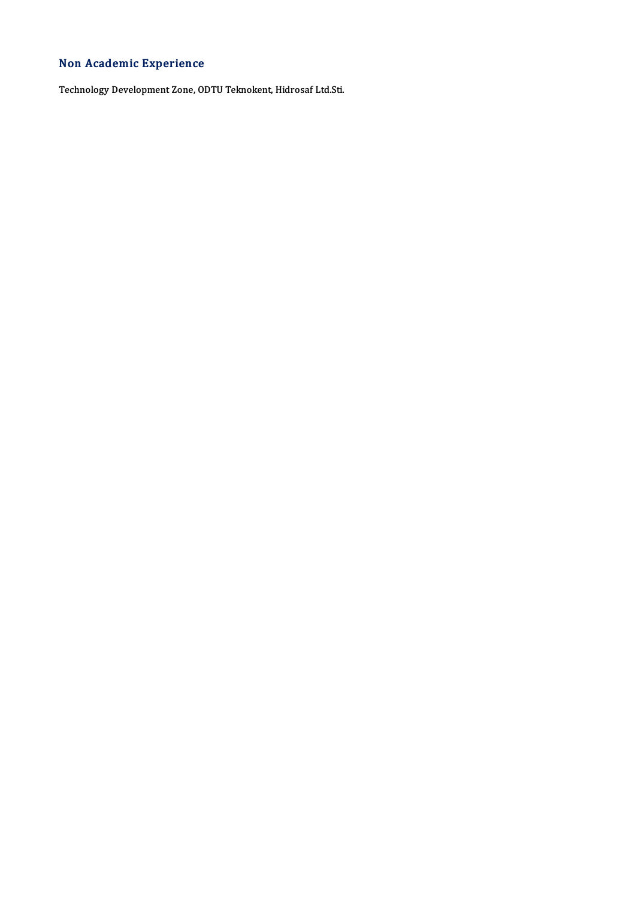## Non Academic Experience

Technology Development Zone, ODTU Teknokent, Hidrosaf Ltd.Sti.